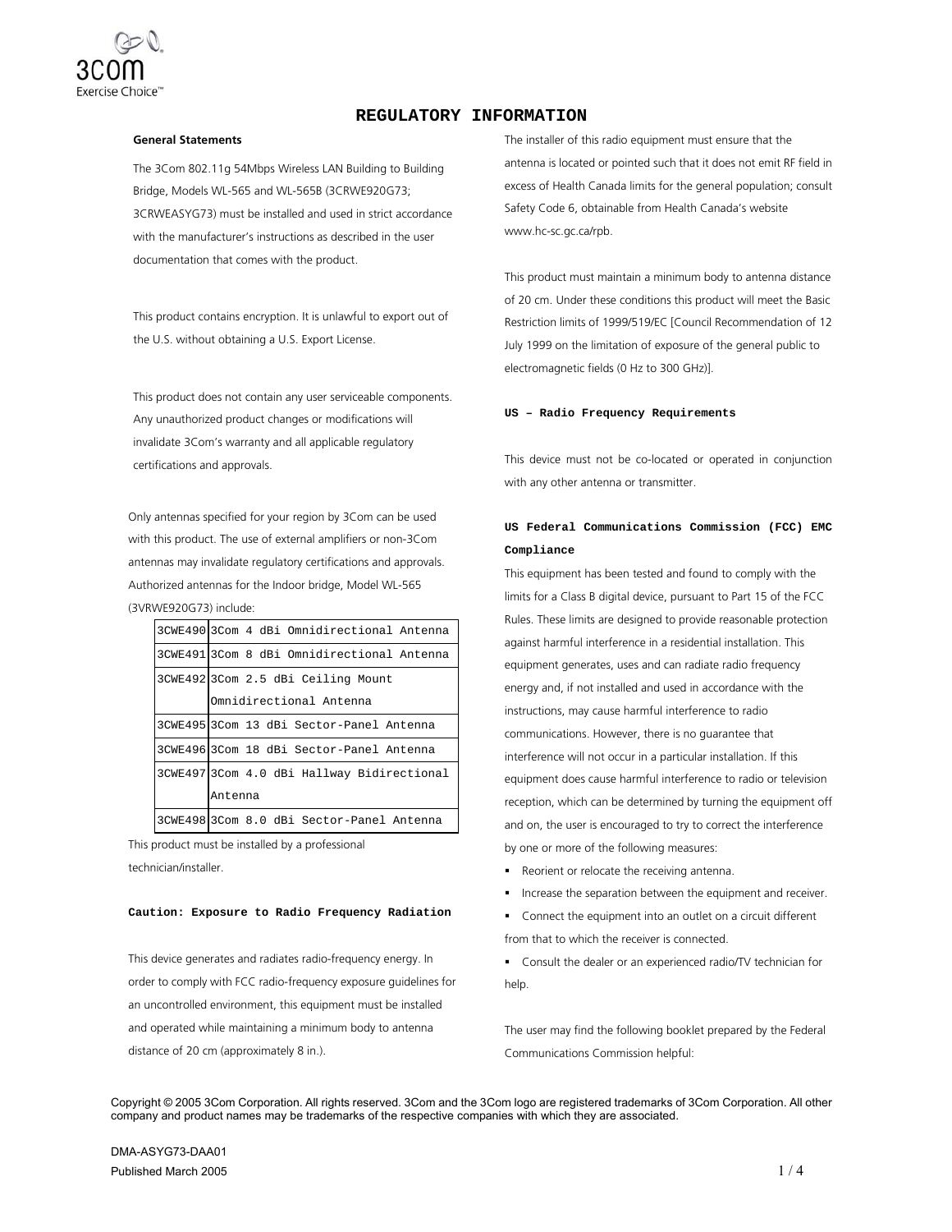# REGULATORY INFORMATION

### General Statements

The 3Com 802.11g 54Mbps Wireless LAN Building to Building Bridge, Models WL-565 and WL-565B (3CRWE920G73; 3CRWEASYG73) must be installed and used in strict accordance with the manufacturer's instructions as described in the user documentation that comes with the product.

This product contains encryption. It is unlawful to export out of the U.S. without obtaining a U.S. Export License.

This product does not contain any user serviceable components. Any unauthorized product changes or modifications will invalidate 3Com's warranty and all applicable regulatory certifications and approvals.

Only antennas specified for your region by 3Com can be used with this product. The use of external amplifiers or non-3Com antennas may invalidate regulatory certifications and approvals. Authorized antennas for the Indoor bridge, Model WL-565 (3VRWE920G73) include:

| | |
|---|---|
| 3CWE490 | 3Com 4 dBi Omnidirectional Antenna |
| 3CWE491 | 3Com 8 dBi Omnidirectional Antenna |
| 3CWE492 | 3Com 2.5 dBi Ceiling Mount Omnidirectional Antenna |
| 3CWE495 | 3Com 13 dBi Sector-Panel Antenna |
| 3CWE496 | 3Com 18 dBi Sector-Panel Antenna |
| 3CWE497 | 3Com 4.0 dBi Hallway Bidirectional Antenna |
| 3CWE498 | 3Com 8.0 dBi Sector-Panel Antenna |

This product must be installed by a professional technician/installer.

### Caution: Exposure to Radio Frequency Radiation

This device generates and radiates radio-frequency energy. In order to comply with FCC radio-frequency exposure guidelines for an uncontrolled environment, this equipment must be installed and operated while maintaining a minimum body to antenna distance of 20 cm (approximately 8 in.).

The installer of this radio equipment must ensure that the antenna is located or pointed such that it does not emit RF field in excess of Health Canada limits for the general population; consult Safety Code 6, obtainable from Health Canada's website www.hc-sc.gc.ca/rpb.

This product must maintain a minimum body to antenna distance of 20 cm. Under these conditions this product will meet the Basic Restriction limits of 1999/519/EC [Council Recommendation of 12 July 1999 on the limitation of exposure of the general public to electromagnetic fields (0 Hz to 300 GHz)].

### US – Radio Frequency Requirements

This device must not be co-located or operated in conjunction with any other antenna or transmitter.

### US Federal Communications Commission (FCC) EMC Compliance

This equipment has been tested and found to comply with the limits for a Class B digital device, pursuant to Part 15 of the FCC Rules. These limits are designed to provide reasonable protection against harmful interference in a residential installation. This equipment generates, uses and can radiate radio frequency energy and, if not installed and used in accordance with the instructions, may cause harmful interference to radio communications. However, there is no guarantee that interference will not occur in a particular installation. If this equipment does cause harmful interference to radio or television reception, which can be determined by turning the equipment off and on, the user is encouraged to try to correct the interference by one or more of the following measures:

- Reorient or relocate the receiving antenna.
- Increase the separation between the equipment and receiver.
- Connect the equipment into an outlet on a circuit different from that to which the receiver is connected.
- Consult the dealer or an experienced radio/TV technician for help.

The user may find the following booklet prepared by the Federal Communications Commission helpful:

Copyright © 2005 3Com Corporation. All rights reserved. 3Com and the 3Com logo are registered trademarks of 3Com Corporation. All other company and product names may be trademarks of the respective companies with which they are associated.

DMA-ASYG73-DAA01
Published March 2005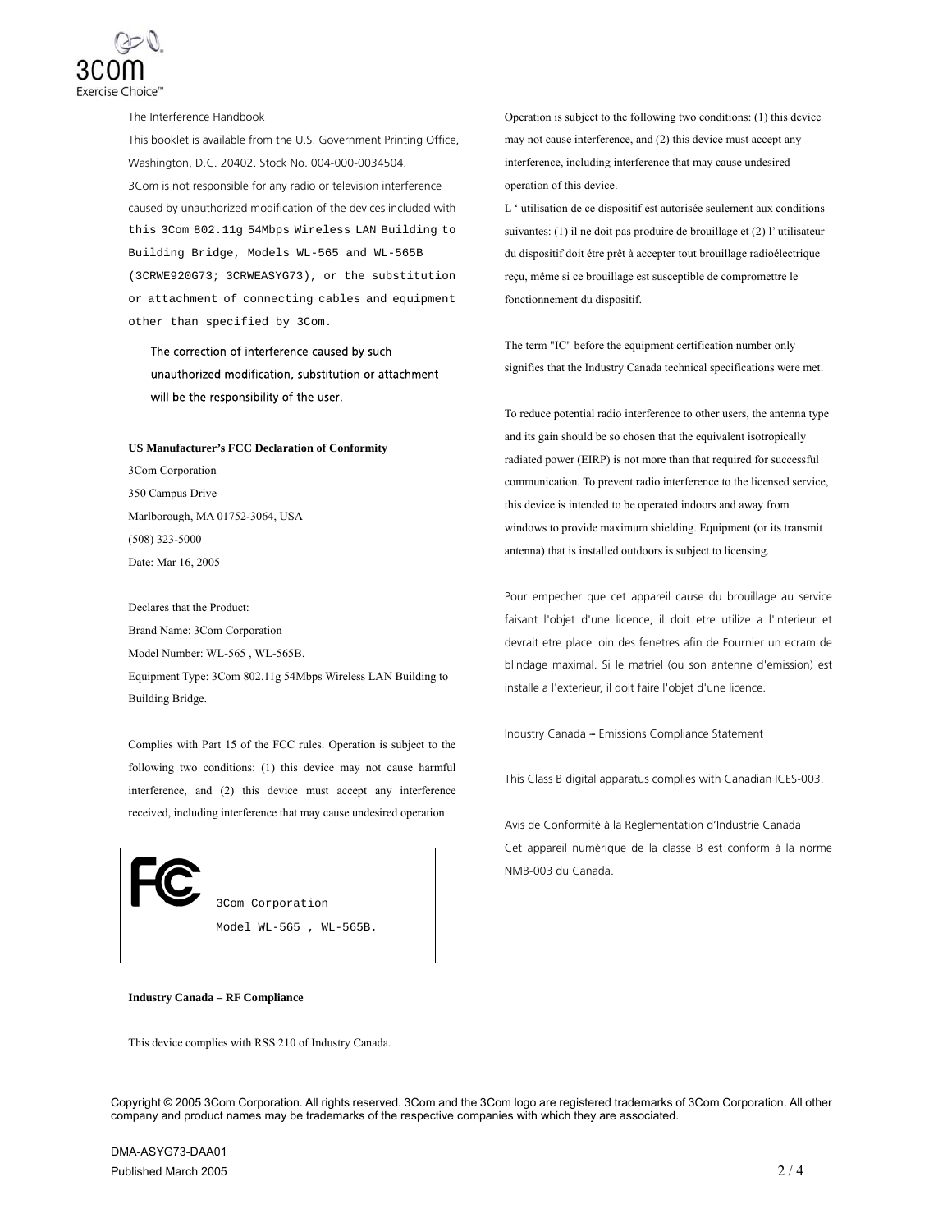The Interference Handbook

This booklet is available from the U.S. Government Printing Office, Washington, D.C. 20402. Stock No. 004-000-0034504.

3Com is not responsible for any radio or television interference caused by unauthorized modification of the devices included with this 3Com 802.11g 54Mbps Wireless LAN Building to Building Bridge, Models WL-565 and WL-565B (3CRWE920G73; 3CRWEASYG73), or the substitution or attachment of connecting cables and equipment other than specified by 3Com.

The correction of interference caused by such unauthorized modification, substitution or attachment will be the responsibility of the user.

**US Manufacturer's FCC Declaration of Conformity**

3Com Corporation
350 Campus Drive
Marlborough, MA 01752-3064, USA
(508) 323-5000
Date: Mar 16, 2005

Declares that the Product:
Brand Name: 3Com Corporation
Model Number: WL-565 , WL-565B.
Equipment Type: 3Com 802.11g 54Mbps Wireless LAN Building to Building Bridge.

Complies with Part 15 of the FCC rules. Operation is subject to the following two conditions: (1) this device may not cause harmful interference, and (2) this device must accept any interference received, including interference that may cause undesired operation.

FC
3Com Corporation
Model WL-565 , WL-565B.

**Industry Canada – RF Compliance**

This device complies with RSS 210 of Industry Canada.

Operation is subject to the following two conditions: (1) this device may not cause interference, and (2) this device must accept any interference, including interference that may cause undesired operation of this device.

L ' utilisation de ce dispositif est autorisée seulement aux conditions suivantes: (1) il ne doit pas produire de brouillage et (2) l' utilisateur du dispositif doit étre prêt à accepter tout brouillage radioélectrique reçu, même si ce brouillage est susceptible de compromettre le fonctionnement du dispositif.

The term "IC" before the equipment certification number only signifies that the Industry Canada technical specifications were met.

To reduce potential radio interference to other users, the antenna type and its gain should be so chosen that the equivalent isotropically radiated power (EIRP) is not more than that required for successful communication. To prevent radio interference to the licensed service, this device is intended to be operated indoors and away from windows to provide maximum shielding. Equipment (or its transmit antenna) that is installed outdoors is subject to licensing.

Pour empecher que cet appareil cause du brouillage au service faisant l'objet d'une licence, il doit etre utilize a l'interieur et devrait etre place loin des fenetres afin de Fournier un ecram de blindage maximal. Si le matriel (ou son antenne d'emission) est installe a l'exterieur, il doit faire l'objet d'une licence.

Industry Canada – Emissions Compliance Statement

This Class B digital apparatus complies with Canadian ICES-003.

Avis de Conformité à la Réglementation d'Industrie Canada
Cet appareil numérique de la classe B est conform à la norme NMB-003 du Canada.

Copyright © 2005 3Com Corporation. All rights reserved. 3Com and the 3Com logo are registered trademarks of 3Com Corporation. All other company and product names may be trademarks of the respective companies with which they are associated.

DMA-ASYG73-DAA01
Published March 2005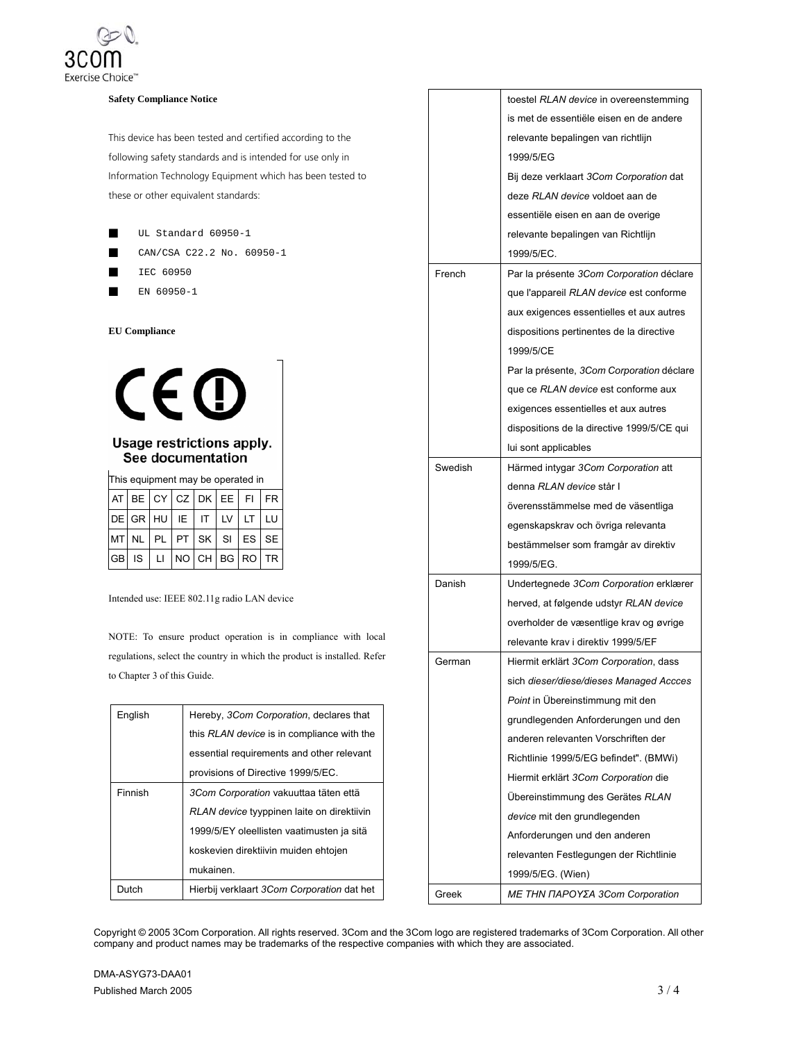**Safety Compliance Notice**

This device has been tested and certified according to the following safety standards and is intended for use only in Information Technology Equipment which has been tested to these or other equivalent standards:

- UL Standard 60950-1
- CAN/CSA C22.2 No. 60950-1
- IEC 60950
- EN 60950-1

**EU Compliance**

CE ⓘ

**Usage restrictions apply. See documentation**

This equipment may be operated in

| AT | BE | CY | CZ | DK | EE | FI | FR |
|---|---|---|---|---|---|---|---|
| DE | GR | HU | IE | IT | LV | LT | LU |
| MT | NL | PL | PT | SK | SI | ES | SE |
| GB | IS | LI | NO | CH | BG | RO | TR |

Intended use: IEEE 802.11g radio LAN device

NOTE: To ensure product operation is in compliance with local regulations, select the country in which the product is installed. Refer to Chapter 3 of this Guide.

| | |
|---|---|
| English | Hereby, *3Com Corporation*, declares that this *RLAN device* is in compliance with the essential requirements and other relevant provisions of Directive 1999/5/EC. |
| Finnish | *3Com Corporation* vakuuttaa täten että *RLAN device* tyyppinen laite on direktiivin 1999/5/EY oleellisten vaatimusten ja sitä koskevien direktiivin muiden ehtojen mukainen. |
| Dutch | Hierbij verklaart *3Com Corporation* dat het toestel *RLAN device* in overeenstemming is met de essentiële eisen en de andere relevante bepalingen van richtlijn 1999/5/EG<br>Bij deze verklaart *3Com Corporation* dat deze *RLAN device* voldoet aan de essentiële eisen en aan de overige relevante bepalingen van Richtlijn 1999/5/EC. |
| French | Par la présente *3Com Corporation* déclare que l'appareil *RLAN device* est conforme aux exigences essentielles et aux autres dispositions pertinentes de la directive 1999/5/CE<br>Par la présente, *3Com Corporation* déclare que ce *RLAN device* est conforme aux exigences essentielles et aux autres dispositions de la directive 1999/5/CE qui lui sont applicables |
| Swedish | Härmed intygar *3Com Corporation* att denna *RLAN device* står I överensstämmelse med de väsentliga egenskapskrav och övriga relevanta bestämmelser som framgår av direktiv 1999/5/EG. |
| Danish | Undertegnede *3Com Corporation* erklærer herved, at følgende udstyr *RLAN device* overholder de væsentlige krav og øvrige relevante krav i direktiv 1999/5/EF |
| German | Hiermit erklärt *3Com Corporation*, dass sich *dieser/diese/dieses Managed Accces Point* in Übereinstimmung mit den grundlegenden Anforderungen und den anderen relevanten Vorschriften der Richtlinie 1999/5/EG befindet". (BMWi)<br>Hiermit erklärt *3Com Corporation* die Übereinstimmung des Gerätes *RLAN device* mit den grundlegenden Anforderungen und den anderen relevanten Festlegungen der Richtlinie 1999/5/EG. (Wien) |
| Greek | *ΜΕ ΤΗΝ ΠΑΡΟΥΣΑ 3Com Corporation* |

Copyright © 2005 3Com Corporation. All rights reserved. 3Com and the 3Com logo are registered trademarks of 3Com Corporation. All other company and product names may be trademarks of the respective companies with which they are associated.

DMA-ASYG73-DAA01
Published March 2005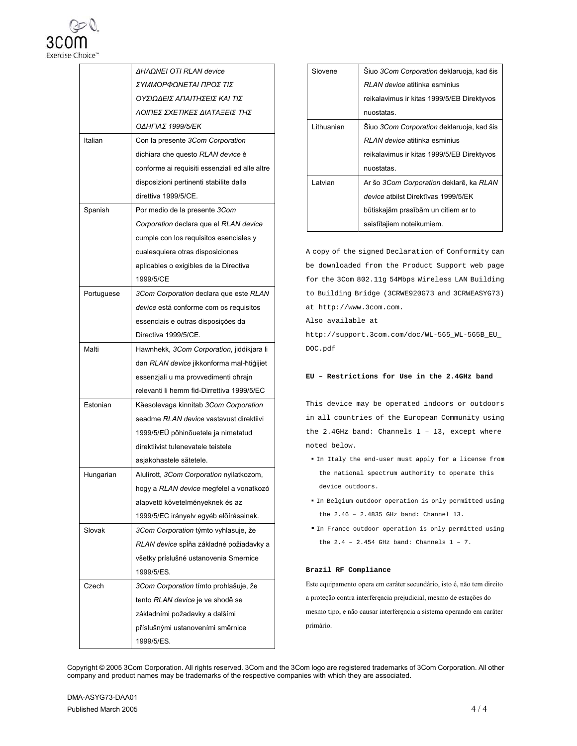| | |
|---|---|
| | ΔΗΛΩΝΕΙ ΟΤΙ *RLAN device* ΣΥΜΜΟΡΦΩΝΕΤΑΙ ΠΡΟΣ ΤΙΣ ΟΥΣΙΩΔΕΙΣ ΑΠΑΙΤΗΣΕΙΣ ΚΑΙ ΤΙΣ ΛΟΙΠΕΣ ΣΧΕΤΙΚΕΣ ΔΙΑΤΑΞΕΙΣ ΤΗΣ ΟΔΗΓΙΑΣ 1999/5/ΕΚ |
| Italian | Con la presente *3Com Corporation* dichiara che questo *RLAN device* è conforme ai requisiti essenziali ed alle altre disposizioni pertinenti stabilite dalla direttiva 1999/5/CE. |
| Spanish | Por medio de la presente *3Com Corporation* declara que el *RLAN device* cumple con los requisitos esenciales y cualesquiera otras disposiciones aplicables o exigibles de la Directiva 1999/5/CE |
| Portuguese | *3Com Corporation* declara que este *RLAN device* está conforme com os requisitos essenciais e outras disposições da Directiva 1999/5/CE. |
| Malti | Hawnhekk, *3Com Corporation*, jiddikjara li dan *RLAN device* jikkonforma mal-ħtiġijiet essenzjali u ma provvedimenti oħrajn relevanti li hemm fid-Dirrettiva 1999/5/EC |
| Estonian | Käesolevaga kinnitab *3Com Corporation* seadme *RLAN device* vastavust direktiivi 1999/5/EÜ põhinõuetele ja nimetatud direktiivist tulenevatele teistele asjakohastele sätetele. |
| Hungarian | Alulírott, *3Com Corporation* nyilatkozom, hogy a *RLAN device* megfelel a vonatkozó alapvetõ követelményeknek és az 1999/5/EC irányelv egyéb elõírásainak. |
| Slovak | *3Com Corporation* týmto vyhlasuje, že *RLAN device* spĺňa základné požiadavky a všetky príslušné ustanovenia Smernice 1999/5/ES. |
| Czech | *3Com Corporation* tímto prohlašuje, že tento *RLAN device* je ve shodě se základními požadavky a dalšími příslušnými ustanoveními směrnice 1999/5/ES. |
| Slovene | Šiuo *3Com Corporation* deklaruoja, kad šis *RLAN device* atitinka esminius reikalavimus ir kitas 1999/5/EB Direktyvos nuostatas. |
| Lithuanian | Šiuo *3Com Corporation* deklaruoja, kad šis *RLAN device* atitinka esminius reikalavimus ir kitas 1999/5/EB Direktyvos nuostatas. |
| Latvian | Ar šo *3Com Corporation* deklarē, ka *RLAN device* atbilst Direktīvas 1999/5/EK būtiskajām prasībām un citiem ar to saistītajiem noteikumiem. |

A copy of the signed Declaration of Conformity can be downloaded from the Product Support web page for the 3Com 802.11g 54Mbps Wireless LAN Building to Building Bridge (3CRWE920G73 and 3CRWEASYG73) at http://www.3com.com.

Also available at

http://support.3com.com/doc/WL-565_WL-565B_EU_DOC.pdf

**EU – Restrictions for Use in the 2.4GHz band**

This device may be operated indoors or outdoors in all countries of the European Community using the 2.4GHz band: Channels 1 – 13, except where noted below.

- In Italy the end-user must apply for a license from the national spectrum authority to operate this device outdoors.
- In Belgium outdoor operation is only permitted using the 2.46 – 2.4835 GHz band: Channel 13.
- In France outdoor operation is only permitted using the 2.4 – 2.454 GHz band: Channels 1 – 7.

**Brazil RF Compliance**

Este equipamento opera em caráter secundário, isto é, não tem direito a proteção contra interferençia prejudicial, mesmo de estações do mesmo tipo, e não causar interferençia a sistema operando em caráter primário.

Copyright © 2005 3Com Corporation. All rights reserved. 3Com and the 3Com logo are registered trademarks of 3Com Corporation. All other company and product names may be trademarks of the respective companies with which they are associated.

DMA-ASYG73-DAA01
Published March 2005